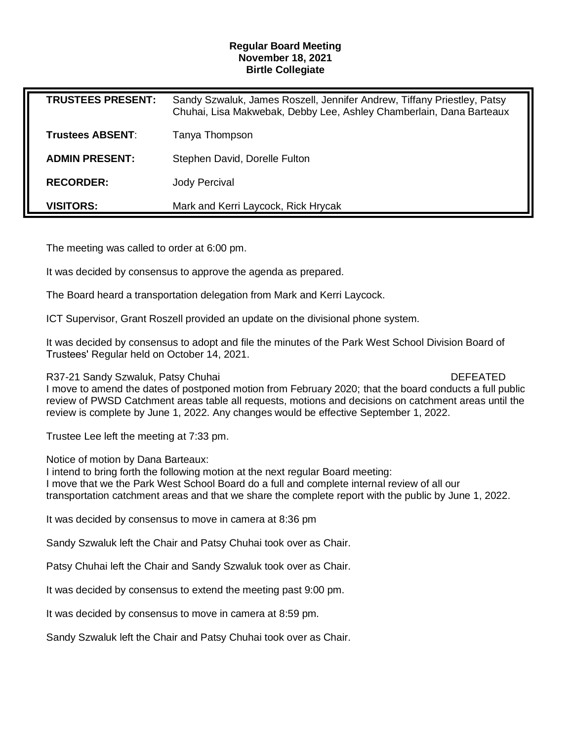**Regular Board Meeting**
**November 18, 2021**
**Birtle Collegiate**

| | |
|---|---|
| **TRUSTEES PRESENT:** | Sandy Szwaluk, James Roszell, Jennifer Andrew, Tiffany Priestley, Patsy Chuhai, Lisa Makwebak, Debby Lee, Ashley Chamberlain, Dana Barteaux |
| **Trustees ABSENT**: | Tanya Thompson |
| **ADMIN PRESENT:** | Stephen David, Dorelle Fulton |
| **RECORDER:** | Jody Percival |
| **VISITORS:** | Mark and Kerri Laycock, Rick Hrycak |

The meeting was called to order at 6:00 pm.

It was decided by consensus to approve the agenda as prepared.

The Board heard a transportation delegation from Mark and Kerri Laycock.

ICT Supervisor, Grant Roszell provided an update on the divisional phone system.

It was decided by consensus to adopt and file the minutes of the Park West School Division Board of Trustees' Regular held on October 14, 2021.

R37-21 Sandy Szwaluk, Patsy Chuhai DEFEATED
I move to amend the dates of postponed motion from February 2020; that the board conducts a full public review of PWSD Catchment areas table all requests, motions and decisions on catchment areas until the review is complete by June 1, 2022. Any changes would be effective September 1, 2022.

Trustee Lee left the meeting at 7:33 pm.

Notice of motion by Dana Barteaux:
I intend to bring forth the following motion at the next regular Board meeting:
I move that we the Park West School Board do a full and complete internal review of all our transportation catchment areas and that we share the complete report with the public by June 1, 2022.

It was decided by consensus to move in camera at 8:36 pm

Sandy Szwaluk left the Chair and Patsy Chuhai took over as Chair.

Patsy Chuhai left the Chair and Sandy Szwaluk took over as Chair.

It was decided by consensus to extend the meeting past 9:00 pm.

It was decided by consensus to move in camera at 8:59 pm.

Sandy Szwaluk left the Chair and Patsy Chuhai took over as Chair.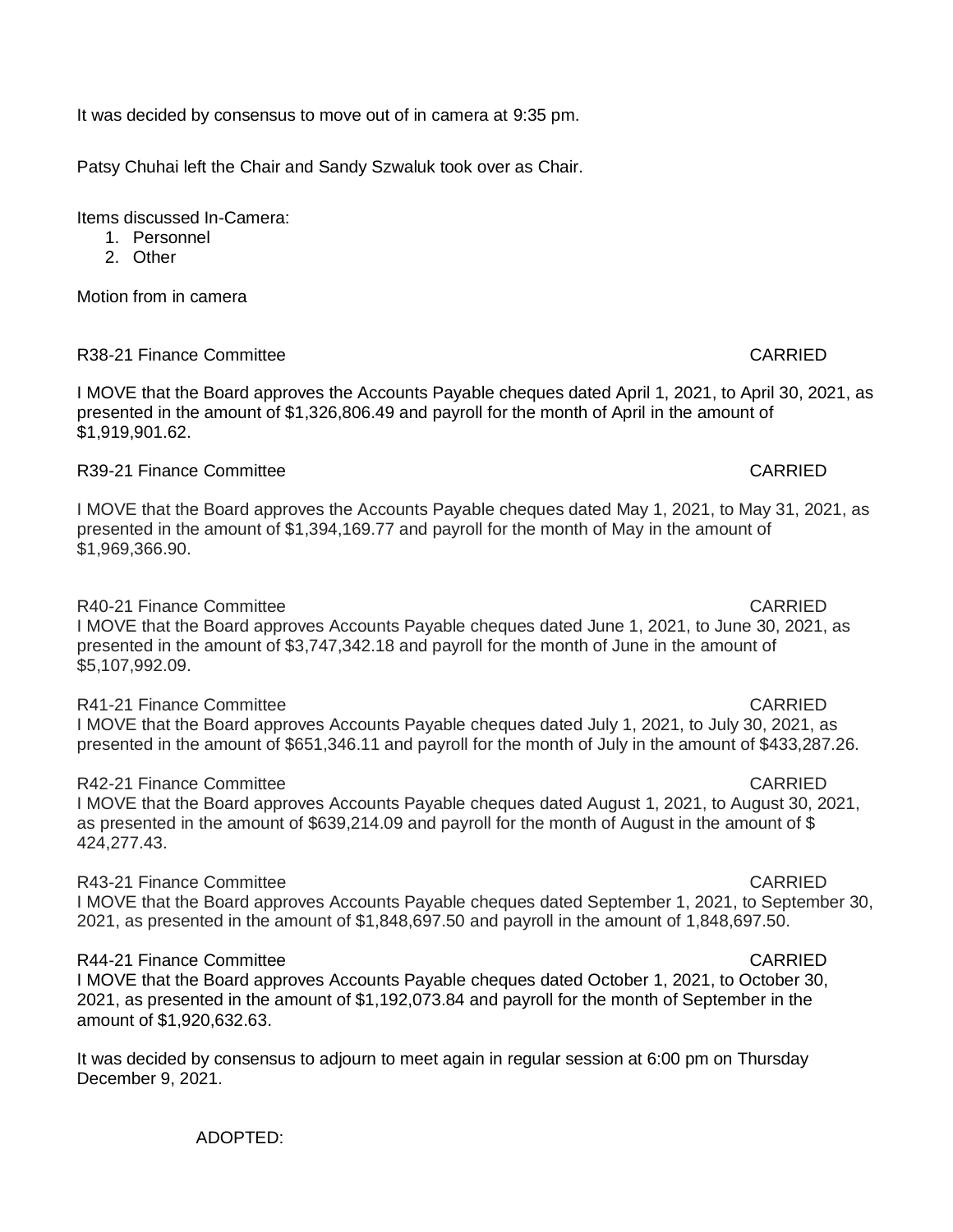It was decided by consensus to move out of in camera at 9:35 pm.

Patsy Chuhai left the Chair and Sandy Szwaluk took over as Chair.

Items discussed In-Camera:

1. Personnel
2. Other

Motion from in camera

R38-21 Finance Committee CARRIED

I MOVE that the Board approves the Accounts Payable cheques dated April 1, 2021, to April 30, 2021, as presented in the amount of $1,326,806.49 and payroll for the month of April in the amount of $1,919,901.62.

R39-21 Finance Committee CARRIED

I MOVE that the Board approves the Accounts Payable cheques dated May 1, 2021, to May 31, 2021, as presented in the amount of $1,394,169.77 and payroll for the month of May in the amount of $1,969,366.90.

R40-21 Finance Committee CARRIED

I MOVE that the Board approves Accounts Payable cheques dated June 1, 2021, to June 30, 2021, as presented in the amount of $3,747,342.18 and payroll for the month of June in the amount of $5,107,992.09.

R41-21 Finance Committee CARRIED

I MOVE that the Board approves Accounts Payable cheques dated July 1, 2021, to July 30, 2021, as presented in the amount of $651,346.11 and payroll for the month of July in the amount of $433,287.26.

R42-21 Finance Committee CARRIED

I MOVE that the Board approves Accounts Payable cheques dated August 1, 2021, to August 30, 2021, as presented in the amount of $639,214.09 and payroll for the month of August in the amount of $ 424,277.43.

R43-21 Finance Committee CARRIED

I MOVE that the Board approves Accounts Payable cheques dated September 1, 2021, to September 30, 2021, as presented in the amount of $1,848,697.50 and payroll in the amount of 1,848,697.50.

R44-21 Finance Committee CARRIED

I MOVE that the Board approves Accounts Payable cheques dated October 1, 2021, to October 30, 2021, as presented in the amount of $1,192,073.84 and payroll for the month of September in the amount of $1,920,632.63.

It was decided by consensus to adjourn to meet again in regular session at 6:00 pm on Thursday December 9, 2021.

ADOPTED: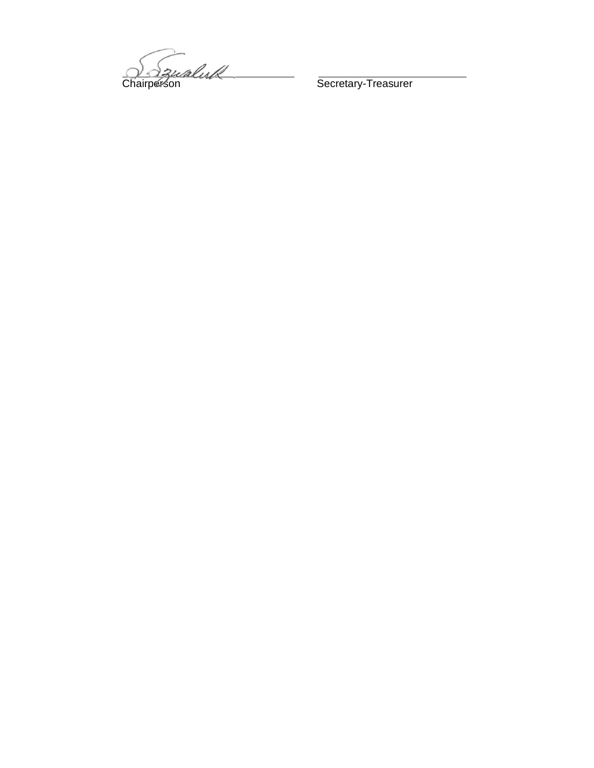| | |
|---|---|
| Chairperson | Secretary-Treasurer |